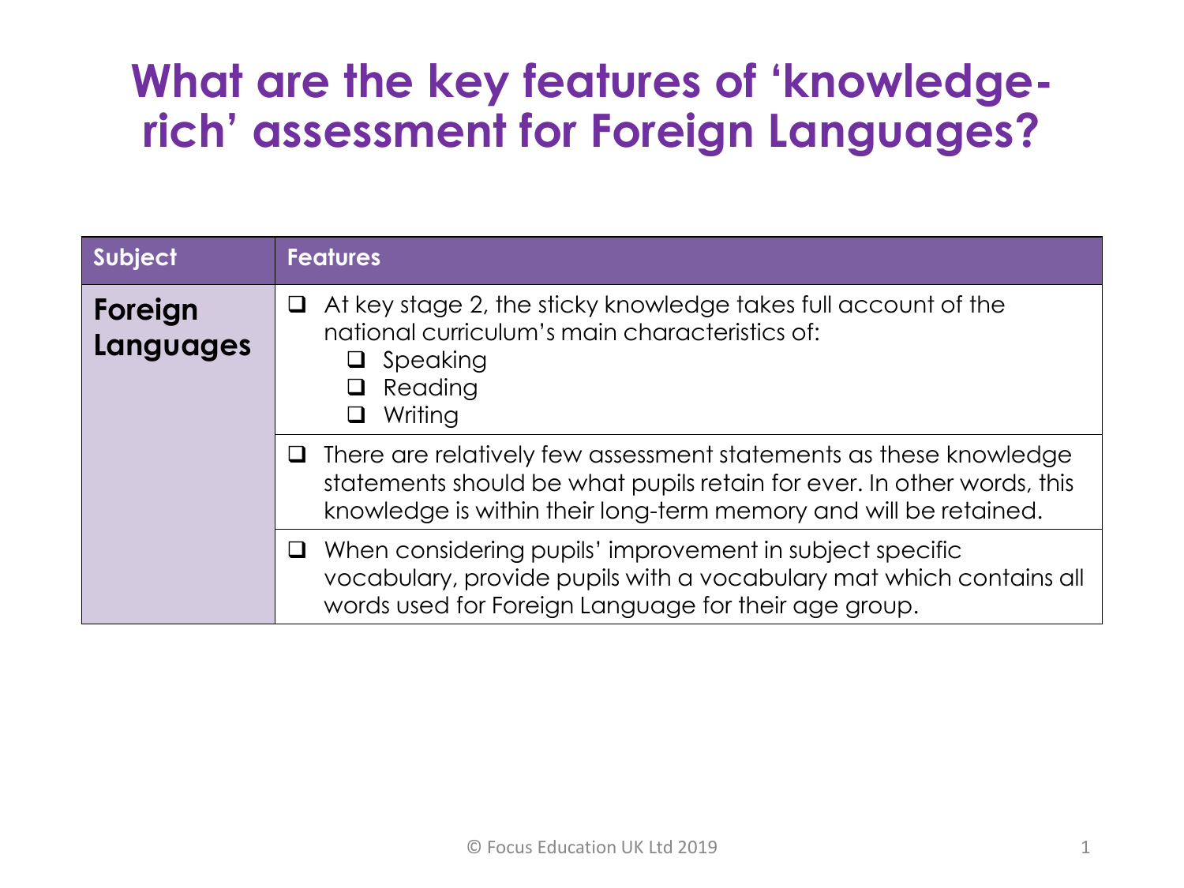# What are the key features of 'knowledge-rich' assessment for Foreign Languages?

| Subject | Features |
|---|---|
| **Foreign Languages** | ❑ At key stage 2, the sticky knowledge takes full account of the national curriculum's main characteristics of: ❑ Speaking ❑ Reading ❑ Writing |
| | ❑ There are relatively few assessment statements as these knowledge statements should be what pupils retain for ever. In other words, this knowledge is within their long-term memory and will be retained. |
| | ❑ When considering pupils' improvement in subject specific vocabulary, provide pupils with a vocabulary mat which contains all words used for Foreign Language for their age group. |

© Focus Education UK Ltd 2019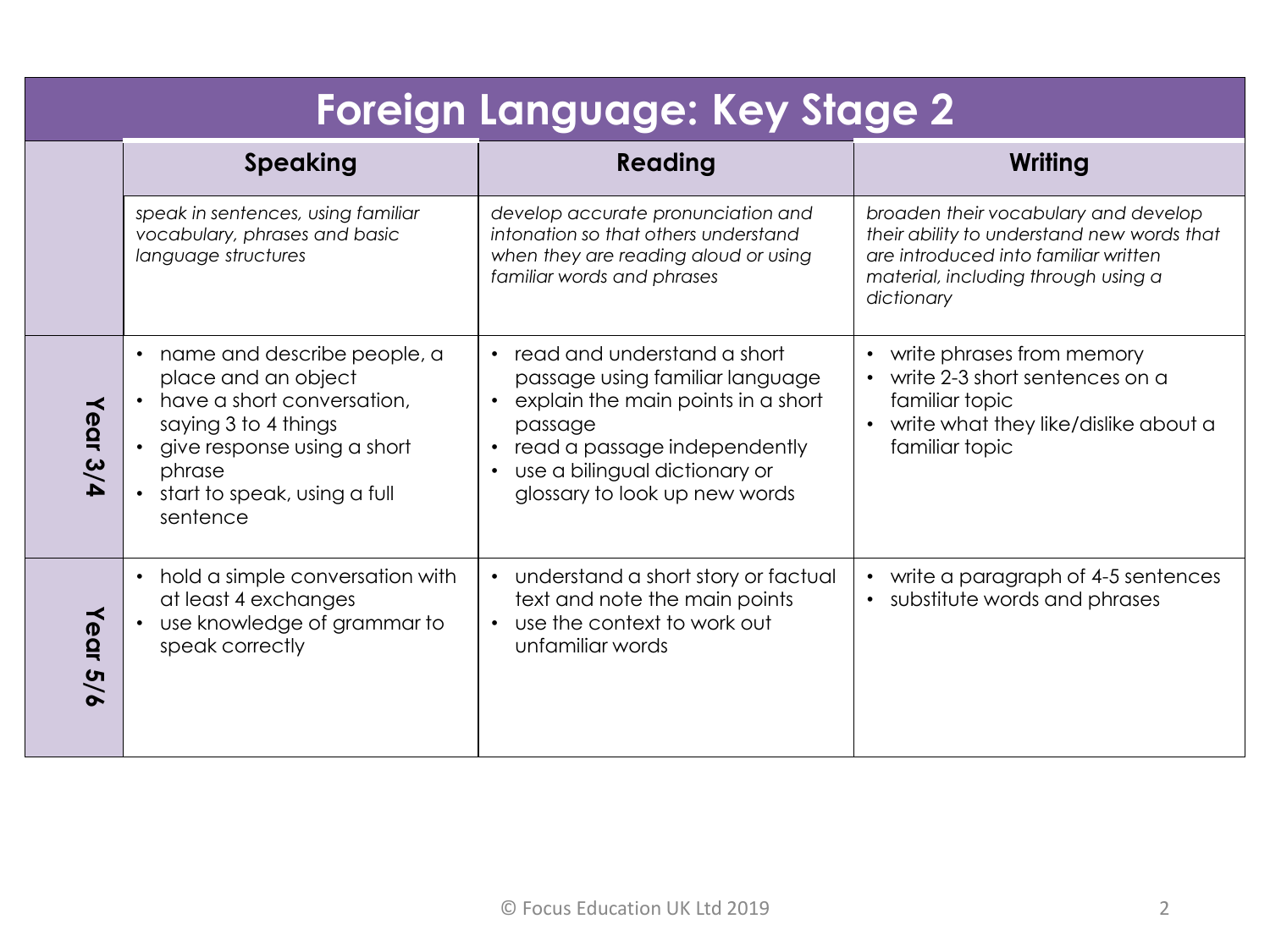# Foreign Language: Key Stage 2

| | Speaking | Reading | Writing |
|---|---|---|---|
| | *speak in sentences, using familiar vocabulary, phrases and basic language structures* | *develop accurate pronunciation and intonation so that others understand when they are reading aloud or using familiar words and phrases* | *broaden their vocabulary and develop their ability to understand new words that are introduced into familiar written material, including through using a dictionary* |
| **Year 3/4** | • name and describe people, a place and an object<br>• have a short conversation, saying 3 to 4 things<br>• give response using a short phrase<br>• start to speak, using a full sentence | • read and understand a short passage using familiar language<br>• explain the main points in a short passage<br>• read a passage independently<br>• use a bilingual dictionary or glossary to look up new words | • write phrases from memory<br>• write 2-3 short sentences on a familiar topic<br>• write what they like/dislike about a familiar topic |
| **Year 5/6** | • hold a simple conversation with at least 4 exchanges<br>• use knowledge of grammar to speak correctly | • understand a short story or factual text and note the main points<br>• use the context to work out unfamiliar words | • write a paragraph of 4-5 sentences<br>• substitute words and phrases |

© Focus Education UK Ltd 2019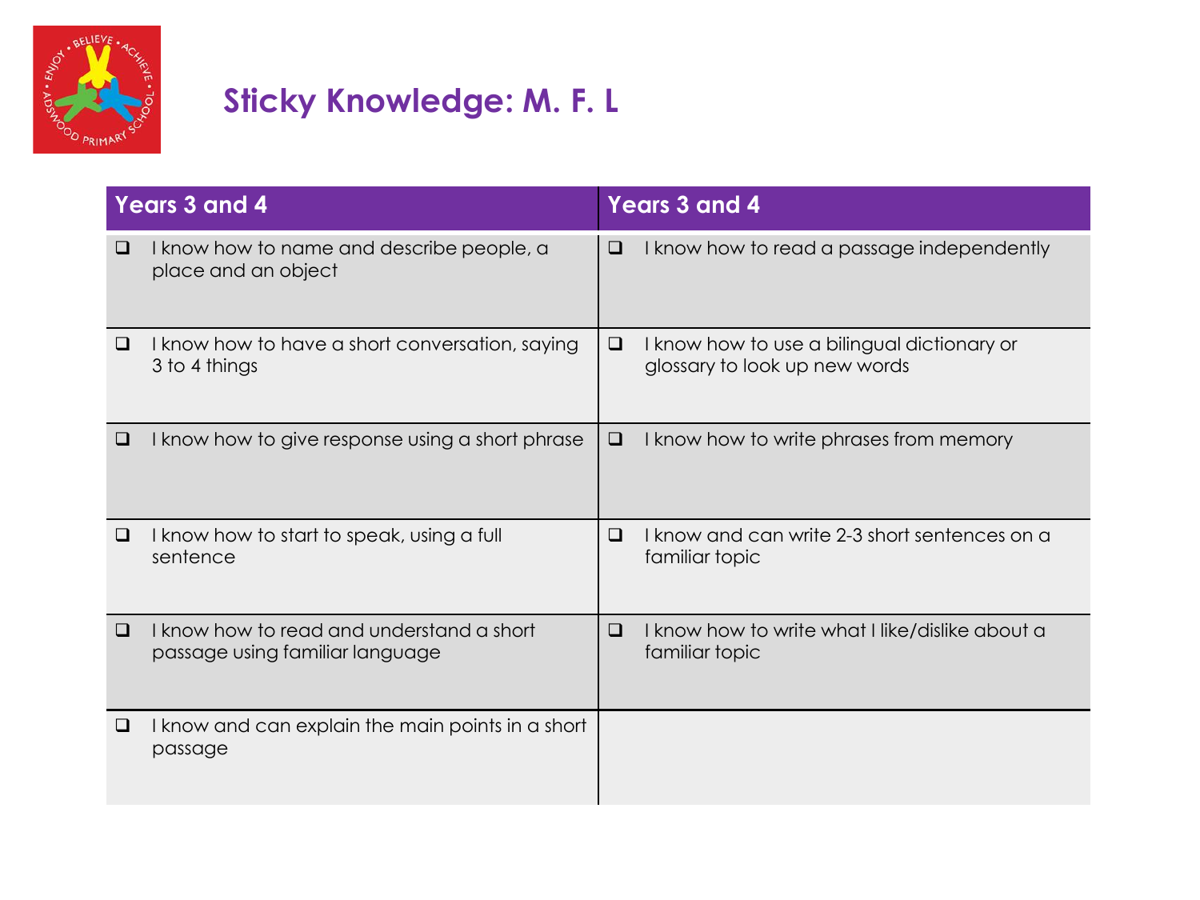# Sticky Knowledge: M. F. L

| Years 3 and 4 | Years 3 and 4 |
| --- | --- |
| ❑ I know how to name and describe people, a place and an object | ❑ I know how to read a passage independently |
| ❑ I know how to have a short conversation, saying 3 to 4 things | ❑ I know how to use a bilingual dictionary or glossary to look up new words |
| ❑ I know how to give response using a short phrase | ❑ I know how to write phrases from memory |
| ❑ I know how to start to speak, using a full sentence | ❑ I know and can write 2-3 short sentences on a familiar topic |
| ❑ I know how to read and understand a short passage using familiar language | ❑ I know how to write what I like/dislike about a familiar topic |
| ❑ I know and can explain the main points in a short passage | |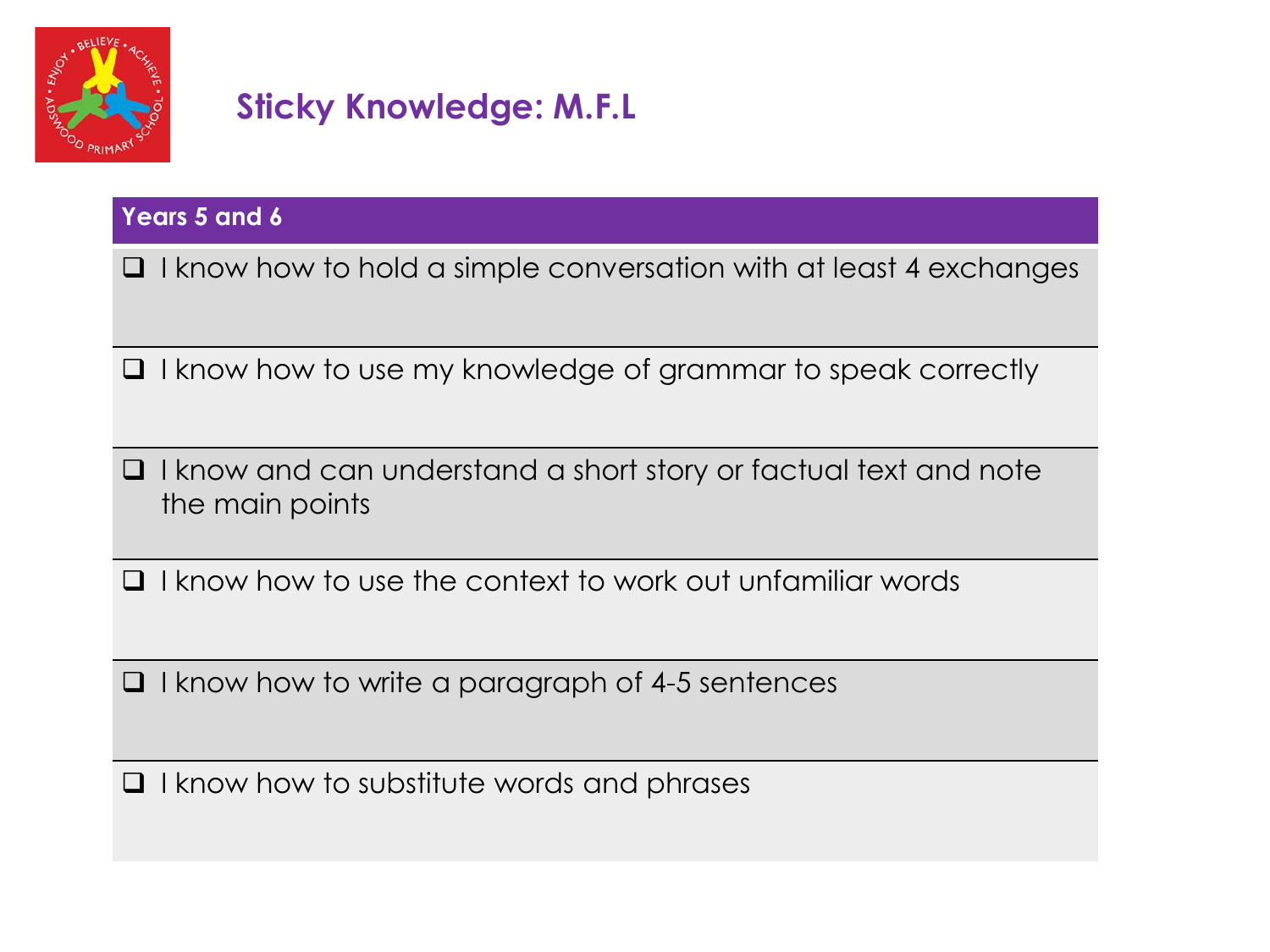# Sticky Knowledge: M.F.L

| Years 5 and 6 |
| --- |
| ❑ I know how to hold a simple conversation with at least 4 exchanges |
| ❑ I know how to use my knowledge of grammar to speak correctly |
| ❑ I know and can understand a short story or factual text and note the main points |
| ❑ I know how to use the context to work out unfamiliar words |
| ❑ I know how to write a paragraph of 4-5 sentences |
| ❑ I know how to substitute words and phrases |